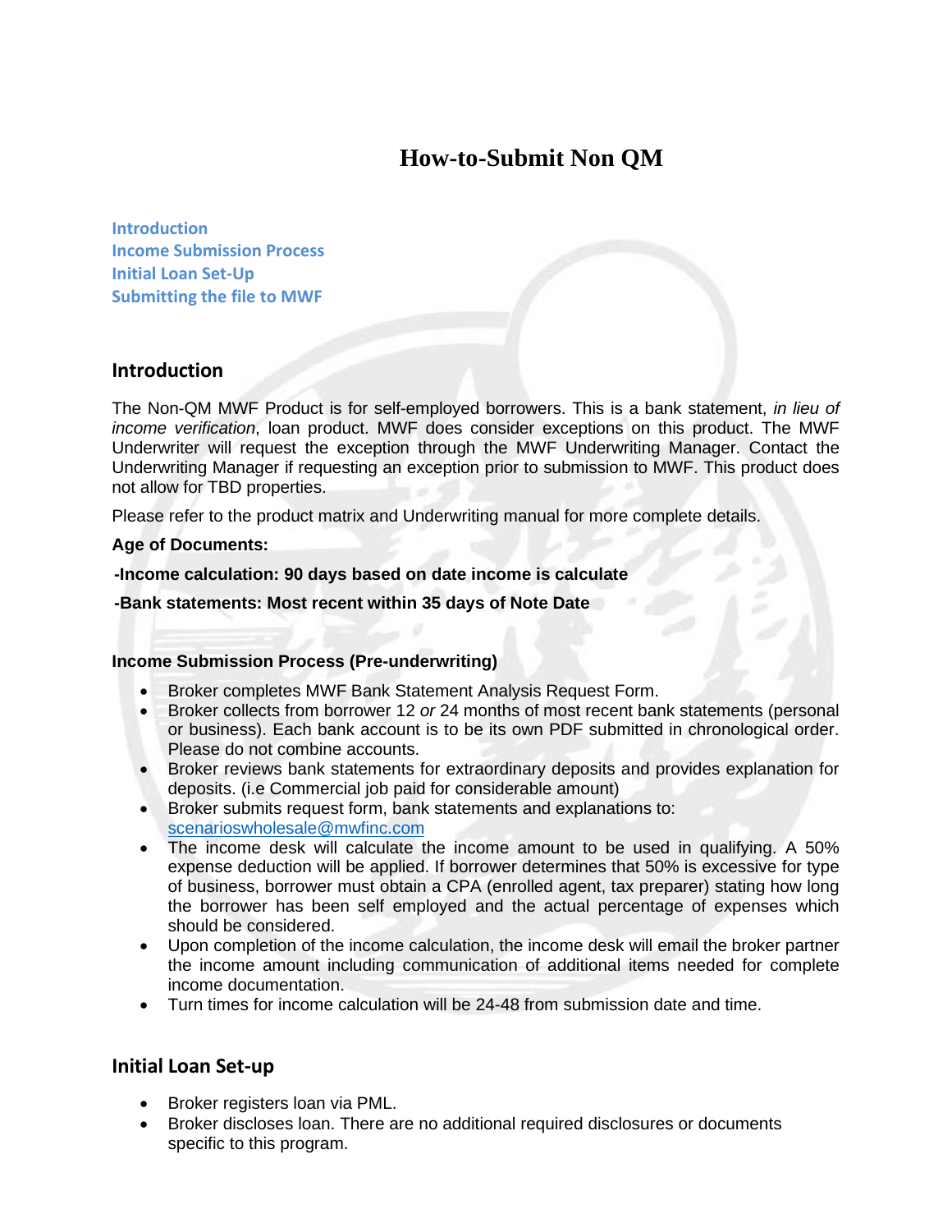# How-to-Submit Non QM

Introduction
Income Submission Process
Initial Loan Set-Up
Submitting the file to MWF

## Introduction

The Non-QM MWF Product is for self-employed borrowers. This is a bank statement, *in lieu of income verification*, loan product. MWF does consider exceptions on this product. The MWF Underwriter will request the exception through the MWF Underwriting Manager. Contact the Underwriting Manager if requesting an exception prior to submission to MWF. This product does not allow for TBD properties.

Please refer to the product matrix and Underwriting manual for more complete details.

**Age of Documents:**

**-Income calculation: 90 days based on date income is calculate**

**-Bank statements: Most recent within 35 days of Note Date**

**Income Submission Process (Pre-underwriting)**

- Broker completes MWF Bank Statement Analysis Request Form.
- Broker collects from borrower 12 *or* 24 months of most recent bank statements (personal or business). Each bank account is to be its own PDF submitted in chronological order. Please do not combine accounts.
- Broker reviews bank statements for extraordinary deposits and provides explanation for deposits. (i.e Commercial job paid for considerable amount)
- Broker submits request form, bank statements and explanations to: scenarioswholesale@mwfinc.com
- The income desk will calculate the income amount to be used in qualifying. A 50% expense deduction will be applied. If borrower determines that 50% is excessive for type of business, borrower must obtain a CPA (enrolled agent, tax preparer) stating how long the borrower has been self employed and the actual percentage of expenses which should be considered.
- Upon completion of the income calculation, the income desk will email the broker partner the income amount including communication of additional items needed for complete income documentation.
- Turn times for income calculation will be 24-48 from submission date and time.

## Initial Loan Set-up

- Broker registers loan via PML.
- Broker discloses loan. There are no additional required disclosures or documents specific to this program.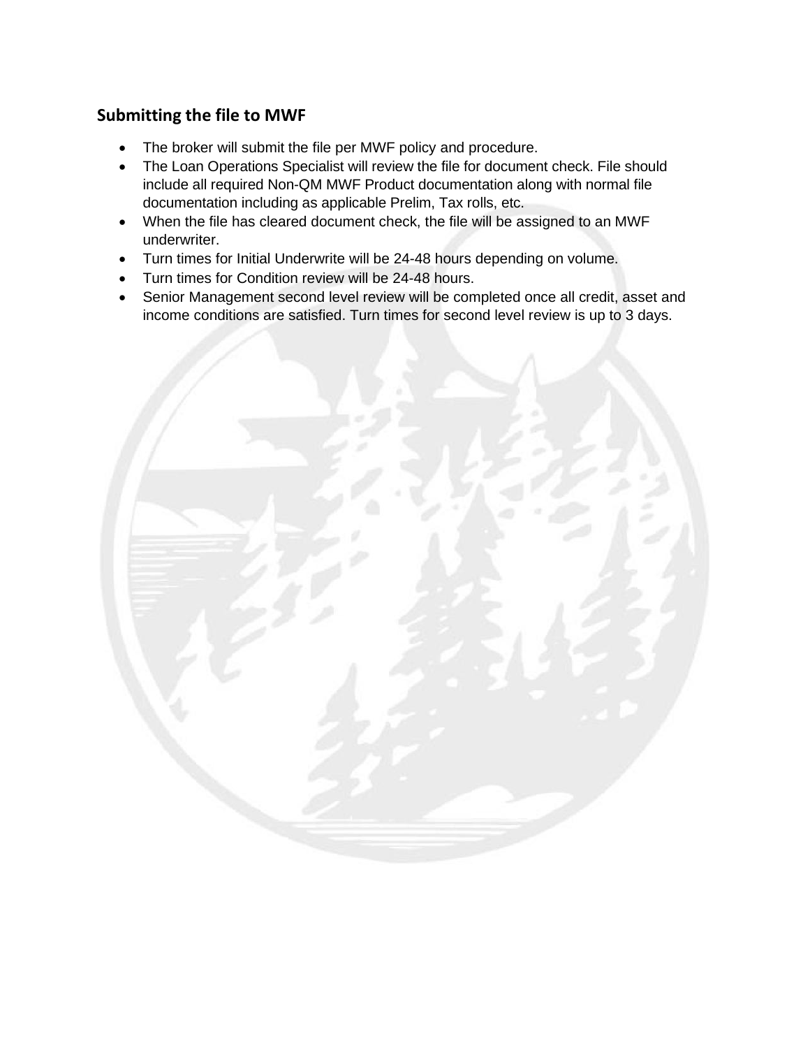## Submitting the file to MWF

- The broker will submit the file per MWF policy and procedure.
- The Loan Operations Specialist will review the file for document check. File should include all required Non-QM MWF Product documentation along with normal file documentation including as applicable Prelim, Tax rolls, etc.
- When the file has cleared document check, the file will be assigned to an MWF underwriter.
- Turn times for Initial Underwrite will be 24-48 hours depending on volume.
- Turn times for Condition review will be 24-48 hours.
- Senior Management second level review will be completed once all credit, asset and income conditions are satisfied. Turn times for second level review is up to 3 days.